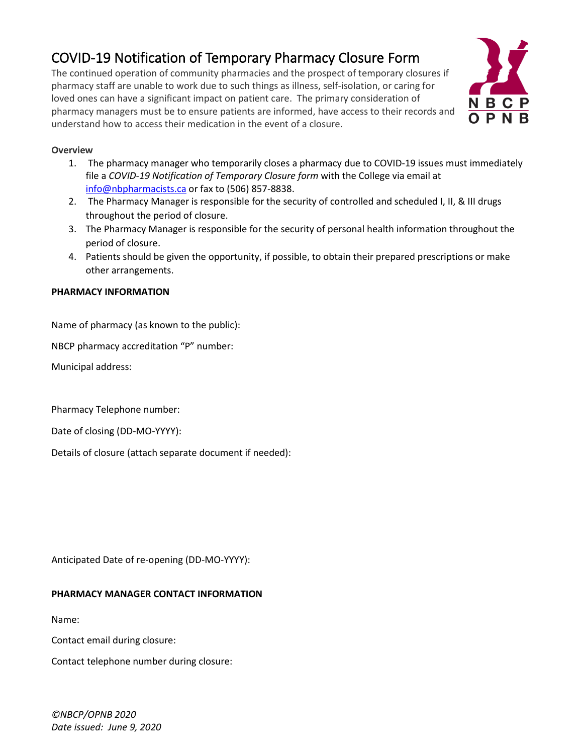# COVID-19 Notification of Temporary Pharmacy Closure Form

The continued operation of community pharmacies and the prospect of temporary closures if pharmacy staff are unable to work due to such things as illness, self-isolation, or caring for loved ones can have a significant impact on patient care. The primary consideration of pharmacy managers must be to ensure patients are informed, have access to their records and understand how to access their medication in the event of a closure.

NBCP OPNB

**Overview**

1. The pharmacy manager who temporarily closes a pharmacy due to COVID-19 issues must immediately file a *COVID-19 Notification of Temporary Closure form* with the College via email at info@nbpharmacists.ca or fax to (506) 857-8838.
2. The Pharmacy Manager is responsible for the security of controlled and scheduled I, II, & III drugs throughout the period of closure.
3. The Pharmacy Manager is responsible for the security of personal health information throughout the period of closure.
4. Patients should be given the opportunity, if possible, to obtain their prepared prescriptions or make other arrangements.

**PHARMACY INFORMATION**

Name of pharmacy (as known to the public):

NBCP pharmacy accreditation "P" number:

Municipal address:

Pharmacy Telephone number:

Date of closing (DD-MO-YYYY):

Details of closure (attach separate document if needed):

Anticipated Date of re-opening (DD-MO-YYYY):

**PHARMACY MANAGER CONTACT INFORMATION**

Name:

Contact email during closure:

Contact telephone number during closure:

*©NBCP/OPNB 2020*
*Date issued: June 9, 2020*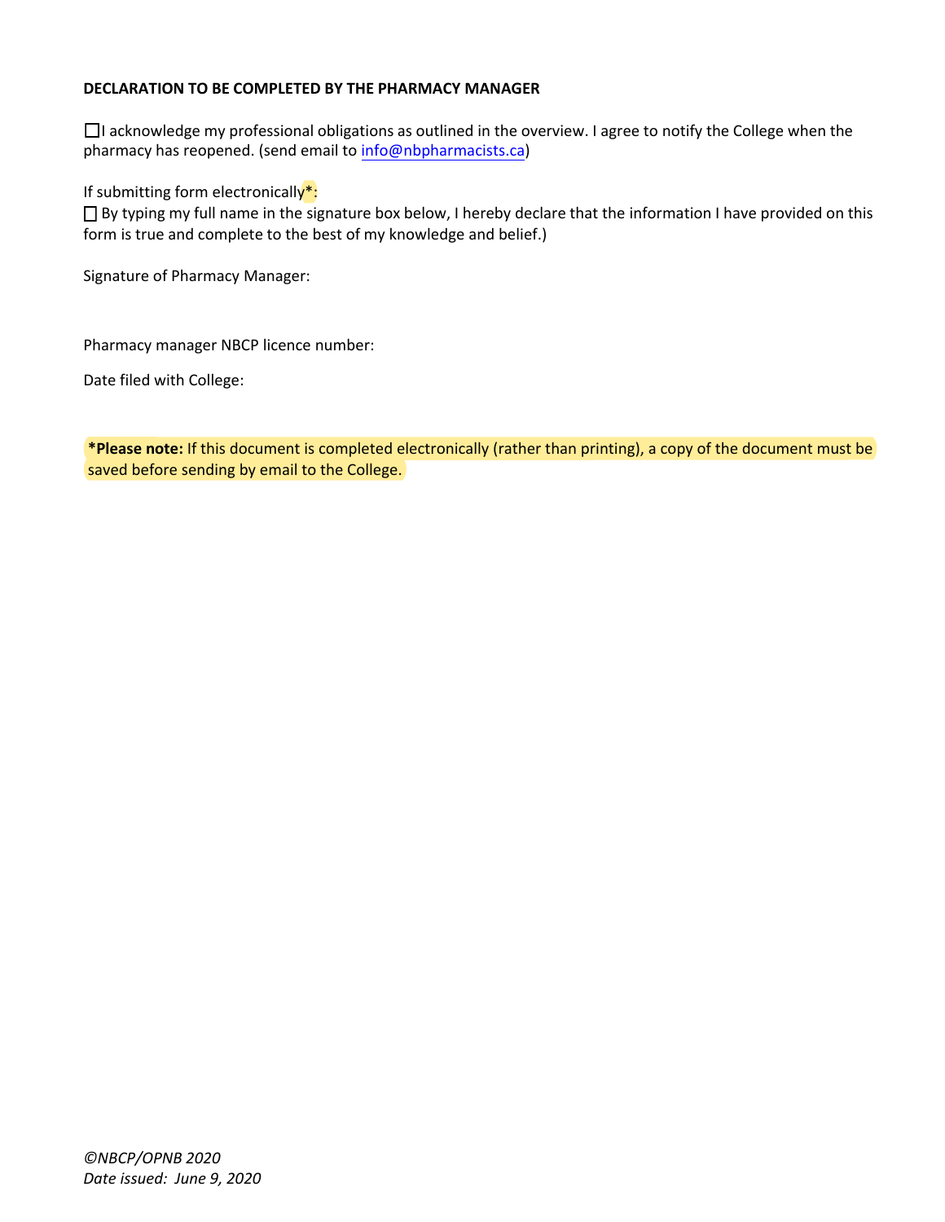**DECLARATION TO BE COMPLETED BY THE PHARMACY MANAGER**

☐ I acknowledge my professional obligations as outlined in the overview. I agree to notify the College when the pharmacy has reopened. (send email to info@nbpharmacists.ca)

If submitting form electronically*:

☐ By typing my full name in the signature box below, I hereby declare that the information I have provided on this form is true and complete to the best of my knowledge and belief.)

Signature of Pharmacy Manager:

Pharmacy manager NBCP licence number:

Date filed with College:

***Please note:** If this document is completed electronically (rather than printing), a copy of the document must be saved before sending by email to the College.

*©NBCP/OPNB 2020*
*Date issued: June 9, 2020*